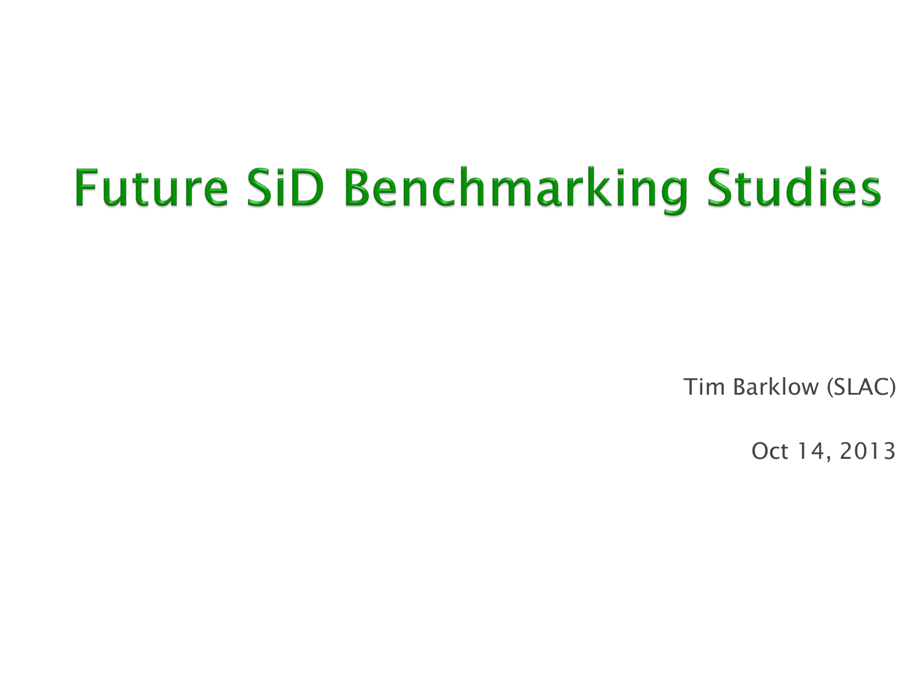# Future SiD Benchmarking Studies

Tim Barklow (SLAC)

Oct 14, 2013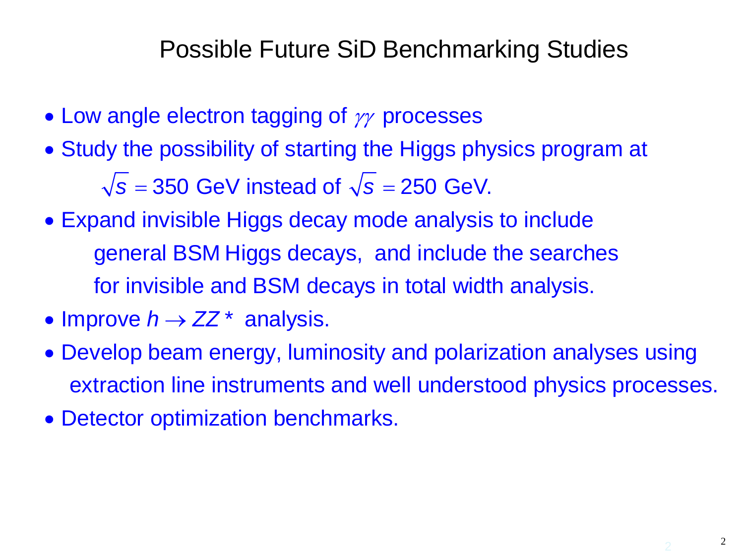# Possible Future SiD Benchmarking Studies

- Low angle electron tagging of $\gamma\gamma$ processes
- Study the possibility of starting the Higgs physics program at $\sqrt{s} = 350$ GeV instead of $\sqrt{s} = 250$ GeV.
- Expand invisible Higgs decay mode analysis to include general BSM Higgs decays, and include the searches for invisible and BSM decays in total width analysis.
- Improve $h \to ZZ^*$ analysis.
- Develop beam energy, luminosity and polarization analyses using extraction line instruments and well understood physics processes.
- Detector optimization benchmarks.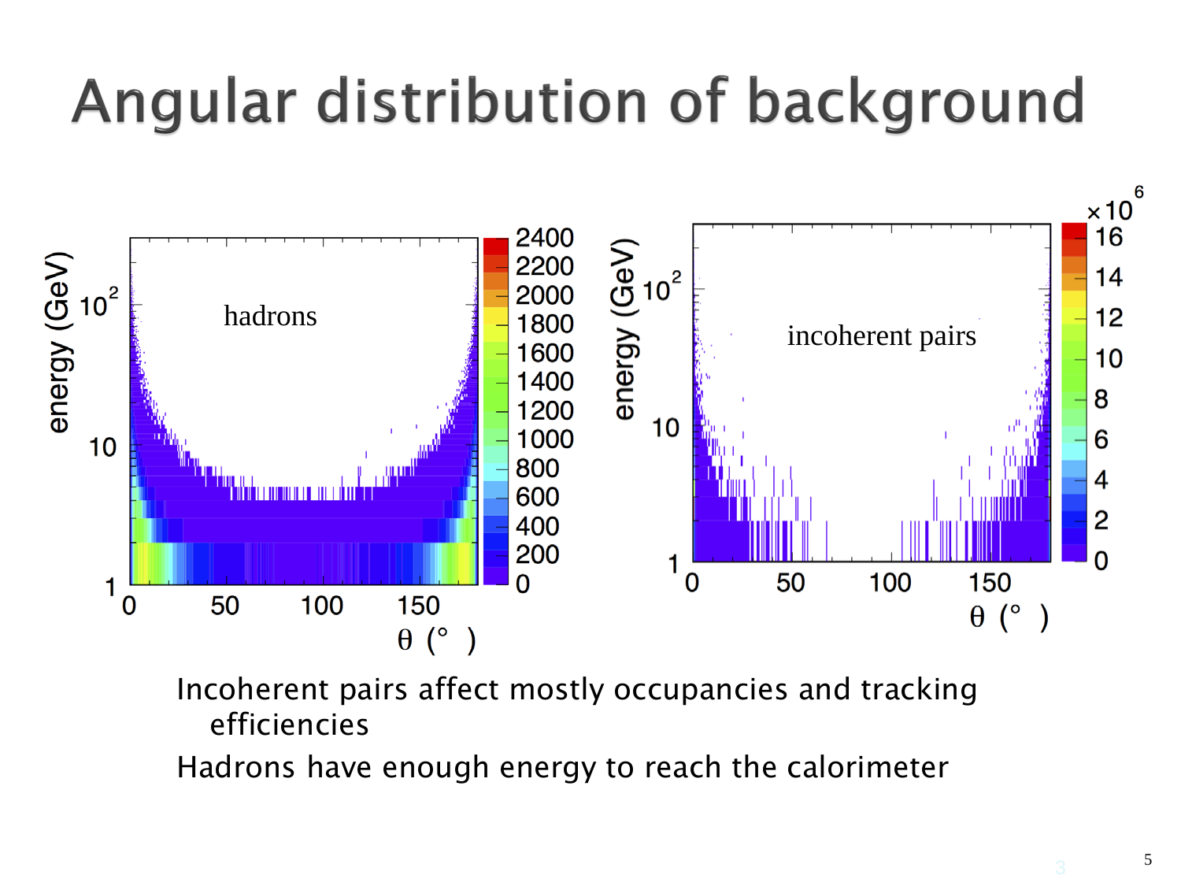# Angular distribution of background

Incoherent pairs affect mostly occupancies and tracking efficiencies

Hadrons have enough energy to reach the calorimeter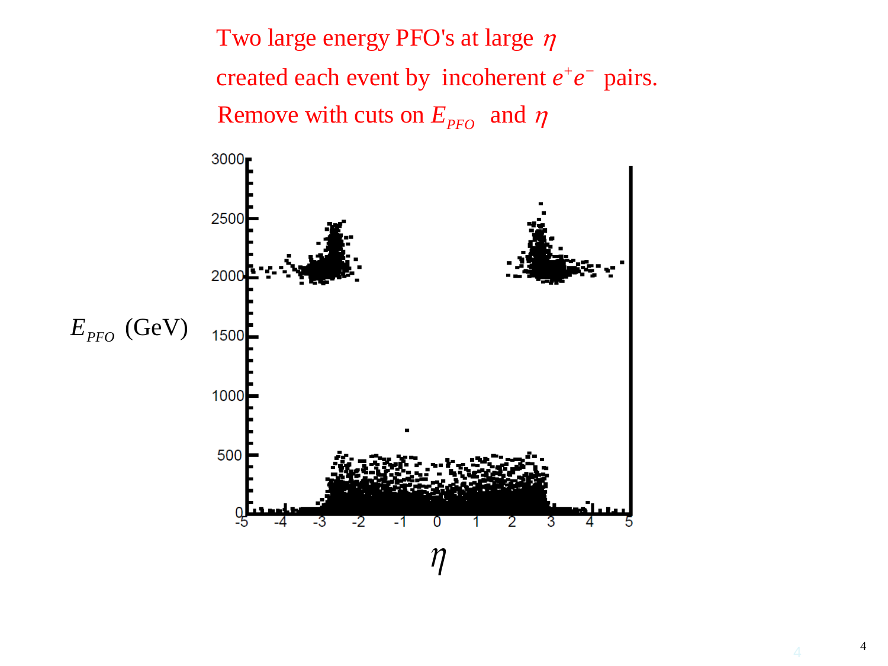Two large energy PFO's at large $\eta$

created each event by incoherent $e^+e^-$ pairs.

Remove with cuts on $E_{PFO}$ and $\eta$

$E_{PFO}$ (GeV)

$\eta$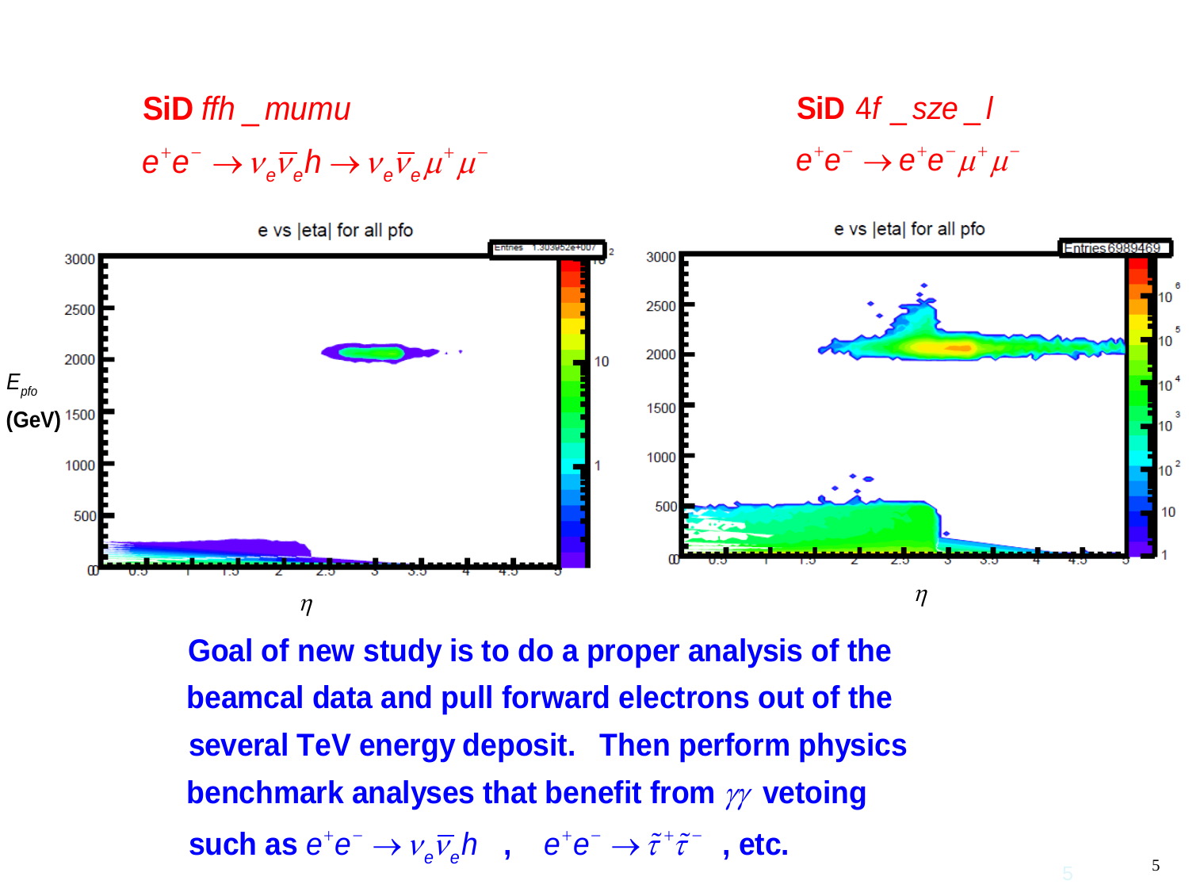**SiD** $ffh\_mumu$

$e^+e^- \rightarrow \nu_e \bar{\nu}_e h \rightarrow \nu_e \bar{\nu}_e \mu^+ \mu^-$

**SiD** $4f\_sze\_l$

$e^+e^- \rightarrow e^+e^- \mu^+ \mu^-$

e vs |eta| for all pfo

$E_{pfo}$ **(GeV)**

$\eta$

**Goal of new study is to do a proper analysis of the beamcal data and pull forward electrons out of the several TeV energy deposit. Then perform physics benchmark analyses that benefit from $\gamma\gamma$ vetoing such as $e^+e^- \rightarrow \nu_e \bar{\nu}_e h$ , $e^+e^- \rightarrow \tilde{\tau}^+ \tilde{\tau}^-$ , etc.**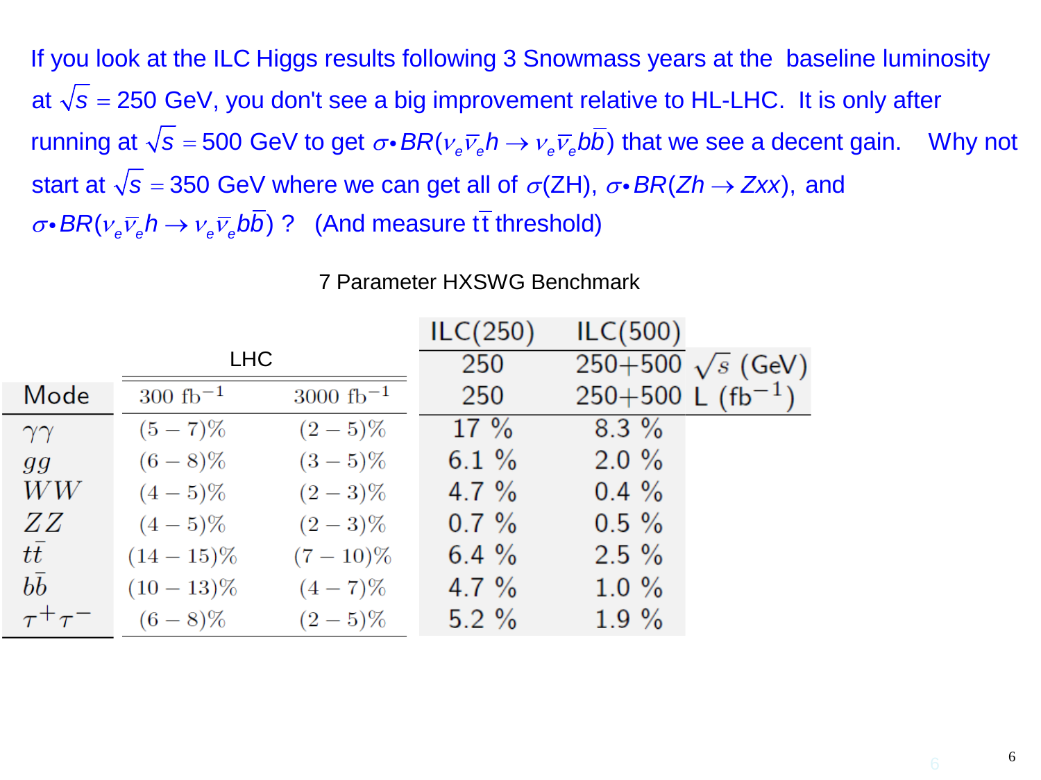If you look at the ILC Higgs results following 3 Snowmass years at the baseline luminosity at $\sqrt{s} = 250$ GeV, you don't see a big improvement relative to HL-LHC. It is only after running at $\sqrt{s} = 500$ GeV to get $\sigma \bullet BR(\nu_e \bar{\nu}_e h \to \nu_e \bar{\nu}_e b\bar{b})$ that we see a decent gain. Why not start at $\sqrt{s} = 350$ GeV where we can get all of $\sigma$(ZH), $\sigma \bullet BR(Zh \to Zxx)$, and $\sigma \bullet BR(\nu_e \bar{\nu}_e h \to \nu_e \bar{\nu}_e b\bar{b})$ ? (And measure $t\bar{t}$ threshold)

7 Parameter HXSWG Benchmark

| | LHC | | ILC(250) | ILC(500) | |
|---|---|---|---|---|---|
| | | | 250 | 250+500 | $\sqrt{s}$ (GeV) |
| Mode | 300 $\text{fb}^{-1}$ | 3000 $\text{fb}^{-1}$ | 250 | 250+500 | L ($\text{fb}^{-1}$) |
| $\gamma\gamma$ | $(5-7)\%$ | $(2-5)\%$ | 17 % | 8.3 % | |
| $gg$ | $(6-8)\%$ | $(3-5)\%$ | 6.1 % | 2.0 % | |
| $WW$ | $(4-5)\%$ | $(2-3)\%$ | 4.7 % | 0.4 % | |
| $ZZ$ | $(4-5)\%$ | $(2-3)\%$ | 0.7 % | 0.5 % | |
| $t\bar{t}$ | $(14-15)\%$ | $(7-10)\%$ | 6.4 % | 2.5 % | |
| $b\bar{b}$ | $(10-13)\%$ | $(4-7)\%$ | 4.7 % | 1.0 % | |
| $\tau^+\tau^-$ | $(6-8)\%$ | $(2-5)\%$ | 5.2 % | 1.9 % | |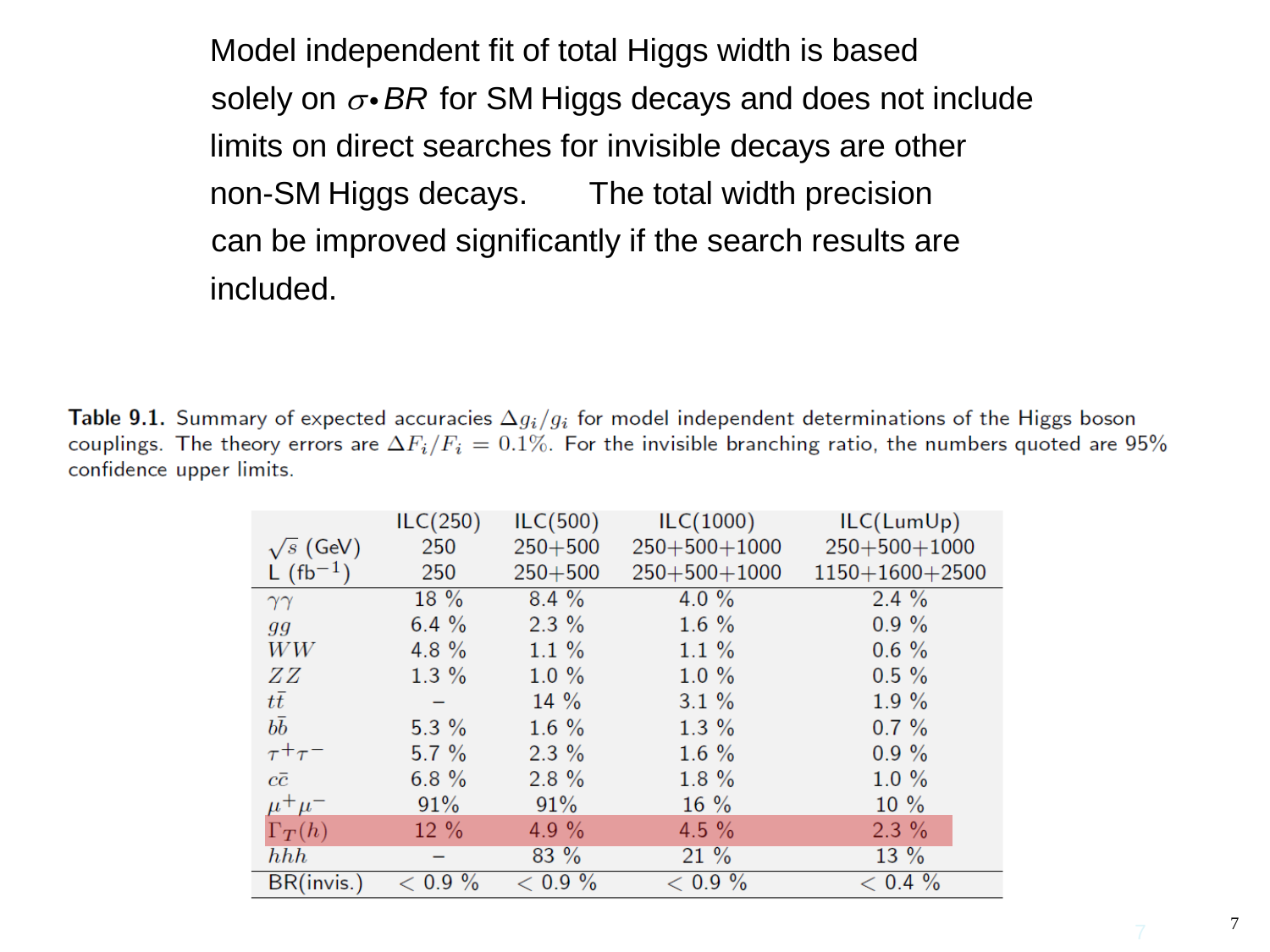Model independent fit of total Higgs width is based solely on $\sigma \bullet BR$ for SM Higgs decays and does not include limits on direct searches for invisible decays are other non-SM Higgs decays. The total width precision can be improved significantly if the search results are included.

**Table 9.1.** Summary of expected accuracies $\Delta g_i/g_i$ for model independent determinations of the Higgs boson couplings. The theory errors are $\Delta F_i/F_i = 0.1\%$. For the invisible branching ratio, the numbers quoted are 95% confidence upper limits.

| | ILC(250) | ILC(500) | ILC(1000) | ILC(LumUp) |
|---|---|---|---|---|
| $\sqrt{s}$ (GeV) | 250 | 250+500 | 250+500+1000 | 250+500+1000 |
| L ($\text{fb}^{-1}$) | 250 | 250+500 | 250+500+1000 | 1150+1600+2500 |
| $\gamma\gamma$ | 18 % | 8.4 % | 4.0 % | 2.4 % |
| $gg$ | 6.4 % | 2.3 % | 1.6 % | 0.9 % |
| $WW$ | 4.8 % | 1.1 % | 1.1 % | 0.6 % |
| $ZZ$ | 1.3 % | 1.0 % | 1.0 % | 0.5 % |
| $t\bar{t}$ | – | 14 % | 3.1 % | 1.9 % |
| $b\bar{b}$ | 5.3 % | 1.6 % | 1.3 % | 0.7 % |
| $\tau^+\tau^-$ | 5.7 % | 2.3 % | 1.6 % | 0.9 % |
| $c\bar{c}$ | 6.8 % | 2.8 % | 1.8 % | 1.0 % |
| $\mu^+\mu^-$ | 91% | 91% | 16 % | 10 % |
| $\Gamma_T(h)$ | 12 % | 4.9 % | 4.5 % | 2.3 % |
| $hhh$ | – | 83 % | 21 % | 13 % |
| BR(invis.) | $<$ 0.9 % | $<$ 0.9 % | $<$ 0.9 % | $<$ 0.4 % |